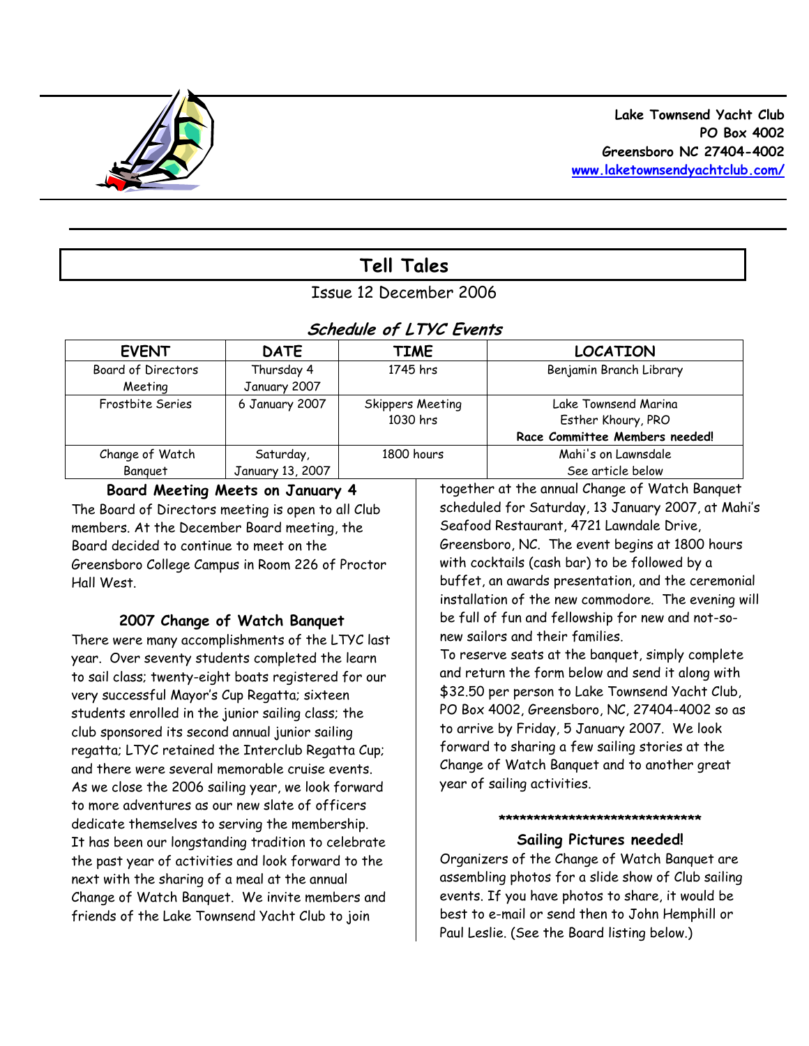**Lake Townsend Yacht Club**
**PO Box 4002**
**Greensboro NC 27404-4002**
[www.laketownsendyachtclub.com/](http://www.laketownsendyachtclub.com/)

# Tell Tales

Issue 12 December 2006

## *Schedule of LTYC Events*

| EVENT | DATE | TIME | LOCATION |
|---|---|---|---|
| Board of Directors Meeting | Thursday 4 January 2007 | 1745 hrs | Benjamin Branch Library |
| Frostbite Series | 6 January 2007 | Skippers Meeting 1030 hrs | Lake Townsend Marina<br>Esther Khoury, PRO<br>**Race Committee Members needed!** |
| Change of Watch Banquet | Saturday, January 13, 2007 | 1800 hours | Mahi's on Lawnsdale<br>See article below |

### Board Meeting Meets on January 4

The Board of Directors meeting is open to all Club members. At the December Board meeting, the Board decided to continue to meet on the Greensboro College Campus in Room 226 of Proctor Hall West.

### 2007 Change of Watch Banquet

There were many accomplishments of the LTYC last year. Over seventy students completed the learn to sail class; twenty-eight boats registered for our very successful Mayor's Cup Regatta; sixteen students enrolled in the junior sailing class; the club sponsored its second annual junior sailing regatta; LTYC retained the Interclub Regatta Cup; and there were several memorable cruise events. As we close the 2006 sailing year, we look forward to more adventures as our new slate of officers dedicate themselves to serving the membership. It has been our longstanding tradition to celebrate the past year of activities and look forward to the next with the sharing of a meal at the annual Change of Watch Banquet. We invite members and friends of the Lake Townsend Yacht Club to join together at the annual Change of Watch Banquet scheduled for Saturday, 13 January 2007, at Mahi's Seafood Restaurant, 4721 Lawndale Drive, Greensboro, NC. The event begins at 1800 hours with cocktails (cash bar) to be followed by a buffet, an awards presentation, and the ceremonial installation of the new commodore. The evening will be full of fun and fellowship for new and not-so-new sailors and their families.

To reserve seats at the banquet, simply complete and return the form below and send it along with $32.50 per person to Lake Townsend Yacht Club, PO Box 4002, Greensboro, NC, 27404-4002 so as to arrive by Friday, 5 January 2007. We look forward to sharing a few sailing stories at the Change of Watch Banquet and to another great year of sailing activities.

******************************

### Sailing Pictures needed!

Organizers of the Change of Watch Banquet are assembling photos for a slide show of Club sailing events. If you have photos to share, it would be best to e-mail or send then to John Hemphill or Paul Leslie. (See the Board listing below.)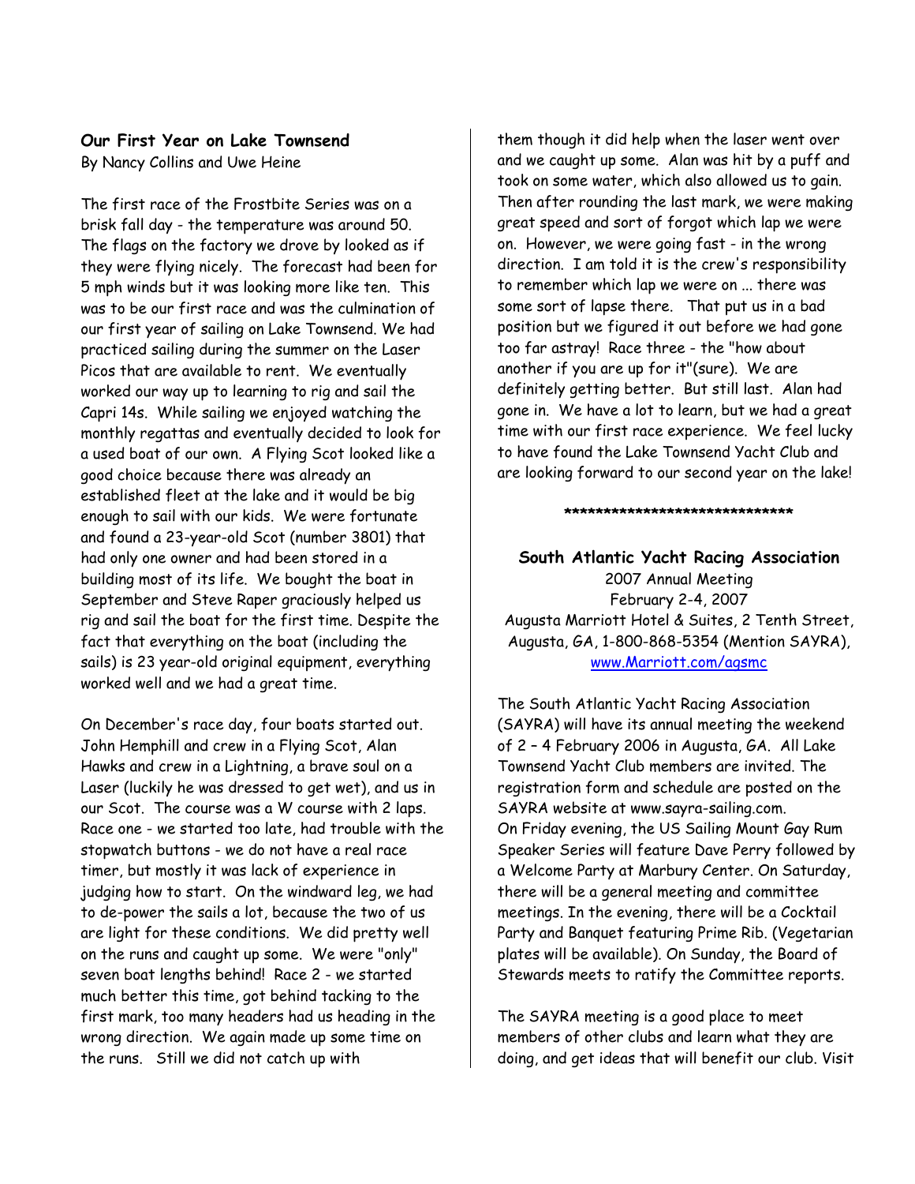### Our First Year on Lake Townsend

By Nancy Collins and Uwe Heine

The first race of the Frostbite Series was on a brisk fall day - the temperature was around 50. The flags on the factory we drove by looked as if they were flying nicely. The forecast had been for 5 mph winds but it was looking more like ten. This was to be our first race and was the culmination of our first year of sailing on Lake Townsend. We had practiced sailing during the summer on the Laser Picos that are available to rent. We eventually worked our way up to learning to rig and sail the Capri 14s. While sailing we enjoyed watching the monthly regattas and eventually decided to look for a used boat of our own. A Flying Scot looked like a good choice because there was already an established fleet at the lake and it would be big enough to sail with our kids. We were fortunate and found a 23-year-old Scot (number 3801) that had only one owner and had been stored in a building most of its life. We bought the boat in September and Steve Raper graciously helped us rig and sail the boat for the first time. Despite the fact that everything on the boat (including the sails) is 23 year-old original equipment, everything worked well and we had a great time.

On December's race day, four boats started out. John Hemphill and crew in a Flying Scot, Alan Hawks and crew in a Lightning, a brave soul on a Laser (luckily he was dressed to get wet), and us in our Scot. The course was a W course with 2 laps. Race one - we started too late, had trouble with the stopwatch buttons - we do not have a real race timer, but mostly it was lack of experience in judging how to start. On the windward leg, we had to de-power the sails a lot, because the two of us are light for these conditions. We did pretty well on the runs and caught up some. We were "only" seven boat lengths behind! Race 2 - we started much better this time, got behind tacking to the first mark, too many headers had us heading in the wrong direction. We again made up some time on the runs. Still we did not catch up with them though it did help when the laser went over and we caught up some. Alan was hit by a puff and took on some water, which also allowed us to gain. Then after rounding the last mark, we were making great speed and sort of forgot which lap we were on. However, we were going fast - in the wrong direction. I am told it is the crew's responsibility to remember which lap we were on ... there was some sort of lapse there. That put us in a bad position but we figured it out before we had gone too far astray! Race three - the "how about another if you are up for it"(sure). We are definitely getting better. But still last. Alan had gone in. We have a lot to learn, but we had a great time with our first race experience. We feel lucky to have found the Lake Townsend Yacht Club and are looking forward to our second year on the lake!

******************************

### South Atlantic Yacht Racing Association

2007 Annual Meeting
February 2-4, 2007
Augusta Marriott Hotel & Suites, 2 Tenth Street, Augusta, GA, 1-800-868-5354 (Mention SAYRA),
www.Marriott.com/agsmc

The South Atlantic Yacht Racing Association (SAYRA) will have its annual meeting the weekend of 2 – 4 February 2006 in Augusta, GA. All Lake Townsend Yacht Club members are invited. The registration form and schedule are posted on the SAYRA website at www.sayra-sailing.com.
On Friday evening, the US Sailing Mount Gay Rum Speaker Series will feature Dave Perry followed by a Welcome Party at Marbury Center. On Saturday, there will be a general meeting and committee meetings. In the evening, there will be a Cocktail Party and Banquet featuring Prime Rib. (Vegetarian plates will be available). On Sunday, the Board of Stewards meets to ratify the Committee reports.

The SAYRA meeting is a good place to meet members of other clubs and learn what they are doing, and get ideas that will benefit our club. Visit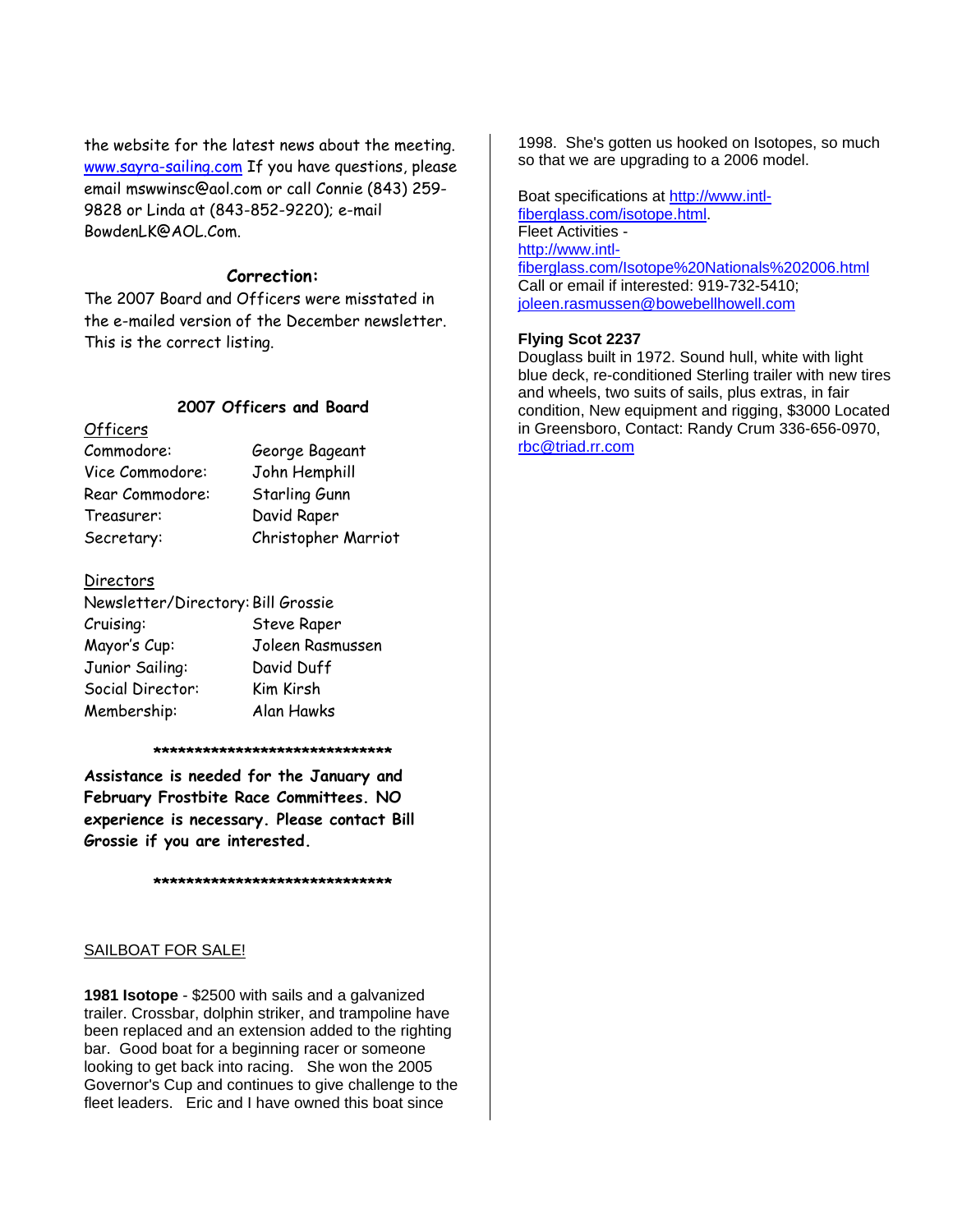the website for the latest news about the meeting. www.sayra-sailing.com If you have questions, please email mswwinsc@aol.com or call Connie (843) 259-9828 or Linda at (843-852-9220); e-mail BowdenLK@AOL.Com.

### Correction:

The 2007 Board and Officers were misstated in the e-mailed version of the December newsletter. This is the correct listing.

### 2007 Officers and Board

Officers

| | |
|---|---|
| Commodore: | George Bageant |
| Vice Commodore: | John Hemphill |
| Rear Commodore: | Starling Gunn |
| Treasurer: | David Raper |
| Secretary: | Christopher Marriot |

Directors

| | |
|---|---|
| Newsletter/Directory: | Bill Grossie |
| Cruising: | Steve Raper |
| Mayor's Cup: | Joleen Rasmussen |
| Junior Sailing: | David Duff |
| Social Director: | Kim Kirsh |
| Membership: | Alan Hawks |

******************************

**Assistance is needed for the January and February Frostbite Race Committees. NO experience is necessary. Please contact Bill Grossie if you are interested.**

******************************

SAILBOAT FOR SALE!

**1981 Isotope** - $2500 with sails and a galvanized trailer. Crossbar, dolphin striker, and trampoline have been replaced and an extension added to the righting bar. Good boat for a beginning racer or someone looking to get back into racing. She won the 2005 Governor's Cup and continues to give challenge to the fleet leaders. Eric and I have owned this boat since 1998. She's gotten us hooked on Isotopes, so much so that we are upgrading to a 2006 model.

Boat specifications at http://www.intl-fiberglass.com/isotope.html.
Fleet Activities -
http://www.intl-fiberglass.com/Isotope%20Nationals%202006.html
Call or email if interested: 919-732-5410; joleen.rasmussen@bowebellhowell.com

**Flying Scot 2237**
Douglass built in 1972. Sound hull, white with light blue deck, re-conditioned Sterling trailer with new tires and wheels, two suits of sails, plus extras, in fair condition, New equipment and rigging, $3000 Located in Greensboro, Contact: Randy Crum 336-656-0970, rbc@triad.rr.com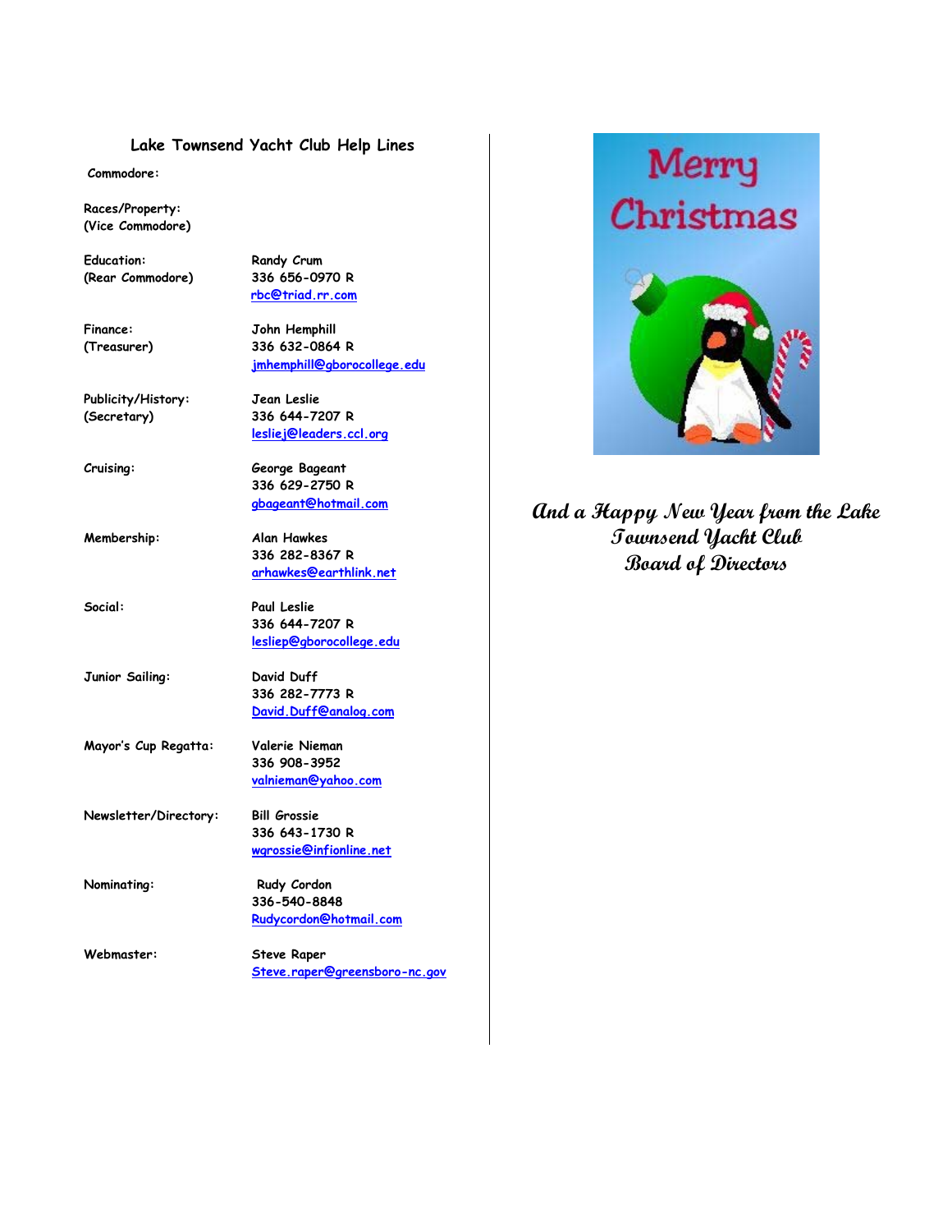## Lake Townsend Yacht Club Help Lines

| | |
|---|---|
| Commodore: | |
| Races/Property: (Vice Commodore) | |
| Education: (Rear Commodore) | Randy Crum<br>336 656-0970 R<br>rbc@triad.rr.com |
| Finance: (Treasurer) | John Hemphill<br>336 632-0864 R<br>jmhemphill@gborocollege.edu |
| Publicity/History: (Secretary) | Jean Leslie<br>336 644-7207 R<br>lesliej@leaders.ccl.org |
| Cruising: | George Bageant<br>336 629-2750 R<br>gbageant@hotmail.com |
| Membership: | Alan Hawkes<br>336 282-8367 R<br>arhawkes@earthlink.net |
| Social: | Paul Leslie<br>336 644-7207 R<br>lesliep@gborocollege.edu |
| Junior Sailing: | David Duff<br>336 282-7773 R<br>David.Duff@analog.com |
| Mayor's Cup Regatta: | Valerie Nieman<br>336 908-3952<br>valnieman@yahoo.com |
| Newsletter/Directory: | Bill Grossie<br>336 643-1730 R<br>wgrossie@infionline.net |
| Nominating: | Rudy Cordon<br>336-540-8848<br>Rudycordon@hotmail.com |
| Webmaster: | Steve Raper<br>Steve.raper@greensboro-nc.gov |

Merry Christmas

*And a Happy New Year from the Lake Townsend Yacht Club Board of Directors*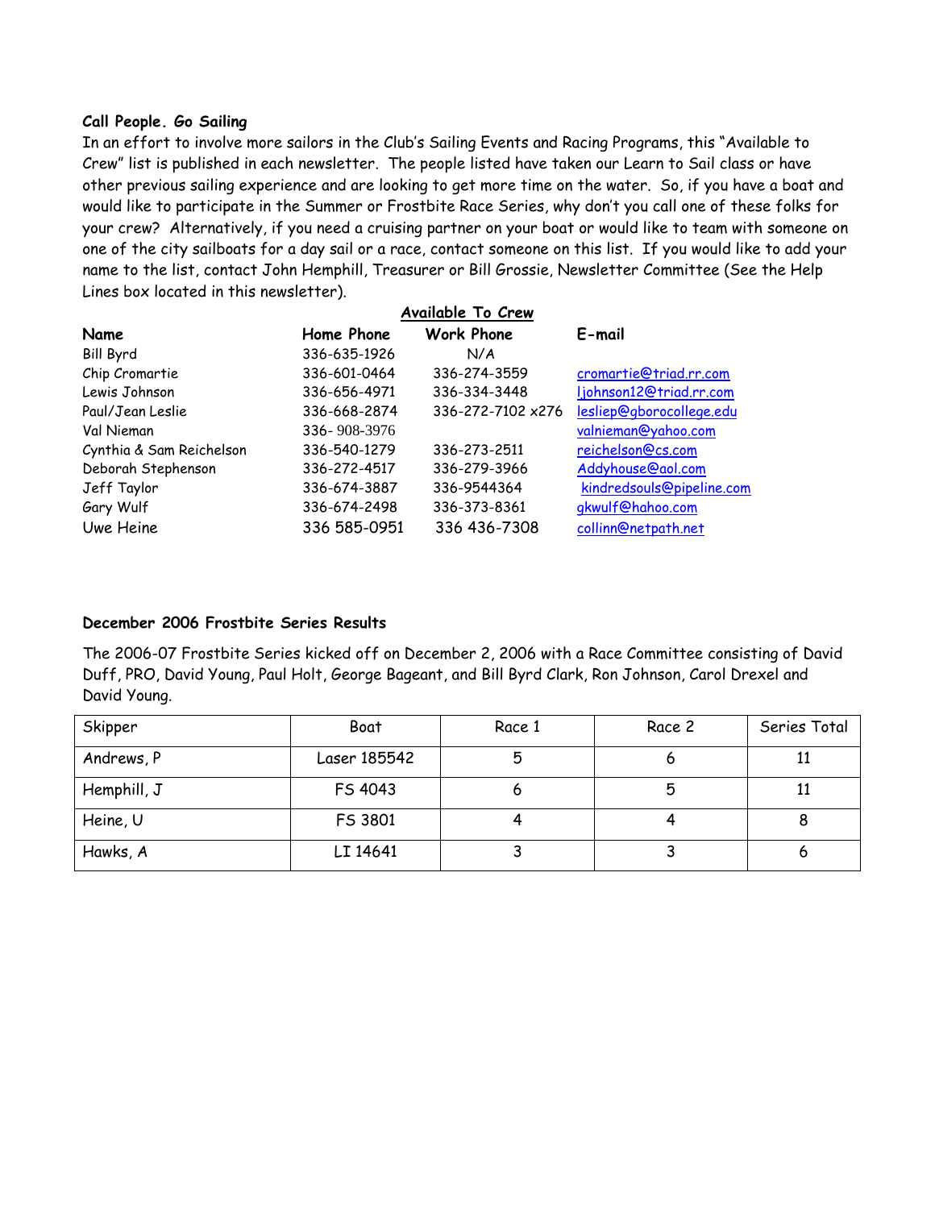### Call People. Go Sailing

In an effort to involve more sailors in the Club's Sailing Events and Racing Programs, this "Available to Crew" list is published in each newsletter. The people listed have taken our Learn to Sail class or have other previous sailing experience and are looking to get more time on the water. So, if you have a boat and would like to participate in the Summer or Frostbite Race Series, why don't you call one of these folks for your crew? Alternatively, if you need a cruising partner on your boat or would like to team with someone on one of the city sailboats for a day sail or a race, contact someone on this list. If you would like to add your name to the list, contact John Hemphill, Treasurer or Bill Grossie, Newsletter Committee (See the Help Lines box located in this newsletter).

**Available To Crew**

| Name | Home Phone | Work Phone | E-mail |
|---|---|---|---|
| Bill Byrd | 336-635-1926 | N/A | |
| Chip Cromartie | 336-601-0464 | 336-274-3559 | cromartie@triad.rr.com |
| Lewis Johnson | 336-656-4971 | 336-334-3448 | ljohnson12@triad.rr.com |
| Paul/Jean Leslie | 336-668-2874 | 336-272-7102 x276 | lesliep@gborocollege.edu |
| Val Nieman | 336- 908-3976 | | valnieman@yahoo.com |
| Cynthia & Sam Reichelson | 336-540-1279 | 336-273-2511 | reichelson@cs.com |
| Deborah Stephenson | 336-272-4517 | 336-279-3966 | Addyhouse@aol.com |
| Jeff Taylor | 336-674-3887 | 336-9544364 | kindredsouls@pipeline.com |
| Gary Wulf | 336-674-2498 | 336-373-8361 | gkwulf@hahoo.com |
| Uwe Heine | 336 585-0951 | 336 436-7308 | collinn@netpath.net |

### December 2006 Frostbite Series Results

The 2006-07 Frostbite Series kicked off on December 2, 2006 with a Race Committee consisting of David Duff, PRO, David Young, Paul Holt, George Bageant, and Bill Byrd Clark, Ron Johnson, Carol Drexel and David Young.

| Skipper | Boat | Race 1 | Race 2 | Series Total |
|---|---|---|---|---|
| Andrews, P | Laser 185542 | 5 | 6 | 11 |
| Hemphill, J | FS 4043 | 6 | 5 | 11 |
| Heine, U | FS 3801 | 4 | 4 | 8 |
| Hawks, A | LI 14641 | 3 | 3 | 6 |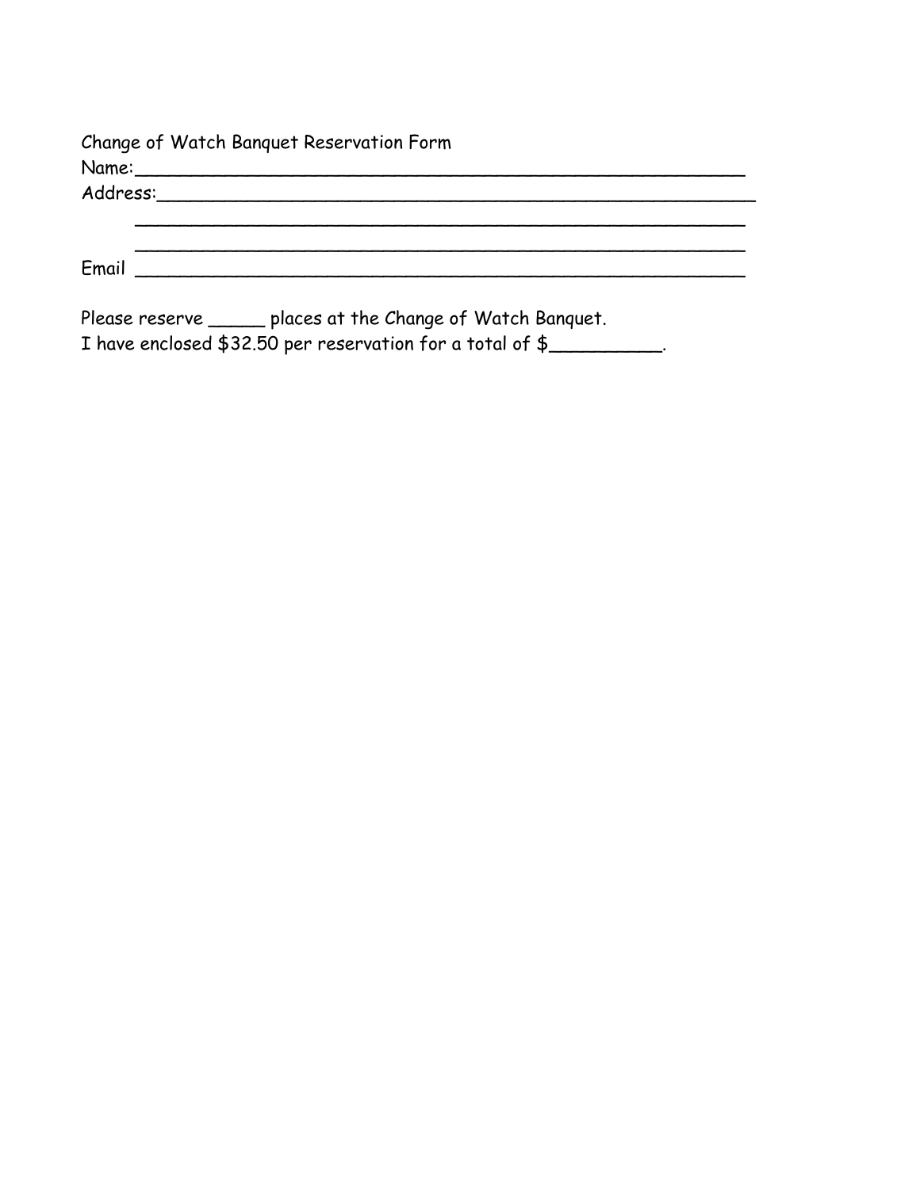Change of Watch Banquet Reservation Form

Name:_______________________________________________________

Address:_____________________________________________________

_______________________________________________________

_______________________________________________________

Email _______________________________________________________

Please reserve _____ places at the Change of Watch Banquet.

I have enclosed $32.50 per reservation for a total of $__________.